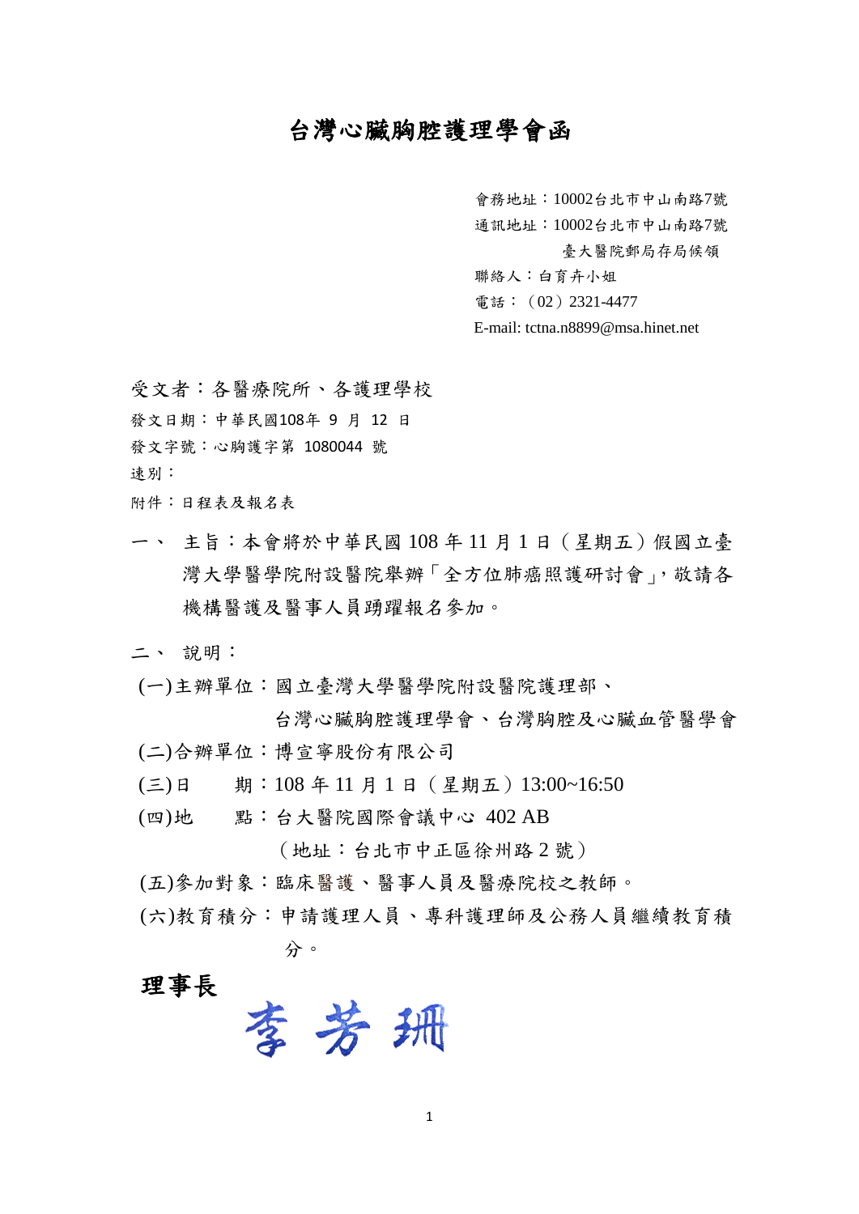# 台灣心臟胸腔護理學會函

會務地址：10002台北市中山南路7號
通訊地址：10002台北市中山南路7號
臺大醫院郵局存局候領
聯絡人：白育卉小姐
電話：（02）2321-4477
E-mail: tctna.n8899@msa.hinet.net

受文者：各醫療院所、各護理學校
發文日期：中華民國108年 9 月 12 日
發文字號：心胸護字第 1080044 號
速別：
附件：日程表及報名表

一、 主旨：本會將於中華民國 108 年 11 月 1 日（星期五）假國立臺灣大學醫學院附設醫院舉辦「全方位肺癌照護研討會」，敬請各機構醫護及醫事人員踴躍報名參加。

二、 說明：

(一)主辦單位：國立臺灣大學醫學院附設醫院護理部、
台灣心臟胸腔護理學會、台灣胸腔及心臟血管醫學會

(二)合辦單位：博宣寧股份有限公司

(三)日　　期：108 年 11 月 1 日（星期五）13:00~16:50

(四)地　　點：台大醫院國際會議中心 402 AB
（地址：台北市中正區徐州路 2 號）

(五)參加對象：臨床醫護、醫事人員及醫療院校之教師。

(六)教育積分：申請護理人員、專科護理師及公務人員繼續教育積分。

**理事長**

李芳珊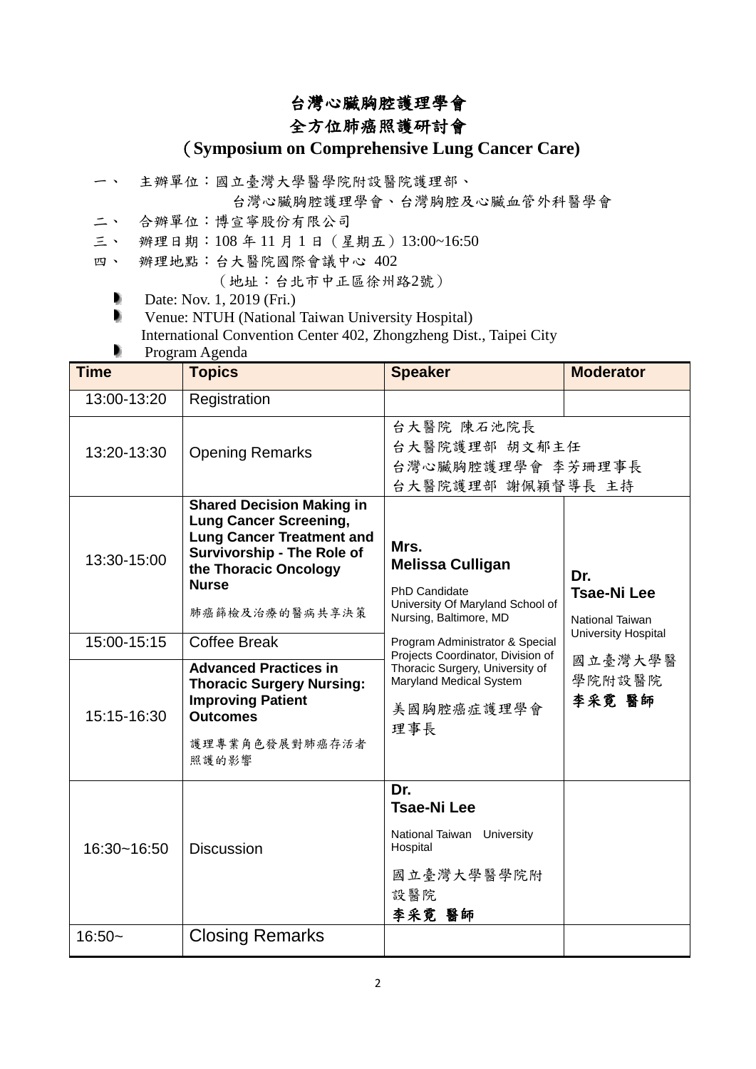# 台灣心臟胸腔護理學會

# 全方位肺癌照護研討會

## （Symposium on Comprehensive Lung Cancer Care)

一、 主辦單位：國立臺灣大學醫學院附設醫院護理部、
　　　台灣心臟胸腔護理學會、台灣胸腔及心臟血管外科醫學會

二、 合辦單位：博宣寧股份有限公司

三、 辦理日期：108 年 11 月 1 日（星期五）13:00~16:50

四、 辦理地點：台大醫院國際會議中心 402
　　　（地址：台北市中正區徐州路2號）

- Date: Nov. 1, 2019 (Fri.)
- Venue: NTUH (National Taiwan University Hospital) International Convention Center 402, Zhongzheng Dist., Taipei City
- Program Agenda

| Time | Topics | Speaker | Moderator |
|---|---|---|---|
| 13:00-13:20 | Registration | | |
| 13:20-13:30 | Opening Remarks | 台大醫院 陳石池院長<br>台大醫院護理部 胡文郁主任<br>台灣心臟胸腔護理學會 李芳珊理事長<br>台大醫院護理部 謝佩穎督導長 主持 | |
| 13:30-15:00 | **Shared Decision Making in Lung Cancer Screening, Lung Cancer Treatment and Survivorship - The Role of the Thoracic Oncology Nurse**<br>肺癌篩檢及治療的醫病共享決策 | **Mrs. Melissa Culligan**<br>PhD Candidate<br>University Of Maryland School of Nursing, Baltimore, MD<br>Program Administrator & Special Projects Coordinator, Division of Thoracic Surgery, University of Maryland Medical System<br>美國胸腔癌症護理學會理事長 | **Dr. Tsae-Ni Lee**<br>National Taiwan University Hospital<br>國立臺灣大學醫學院附設醫院<br>**李采霓 醫師** |
| 15:00-15:15 | Coffee Break | | |
| 15:15-16:30 | **Advanced Practices in Thoracic Surgery Nursing: Improving Patient Outcomes**<br>護理專業角色發展對肺癌存活者照護的影響 | | |
| 16:30~16:50 | Discussion | **Dr. Tsae-Ni Lee**<br>National Taiwan University Hospital<br>國立臺灣大學醫學院附設醫院<br>**李采霓 醫師** | |
| 16:50~ | Closing Remarks | | |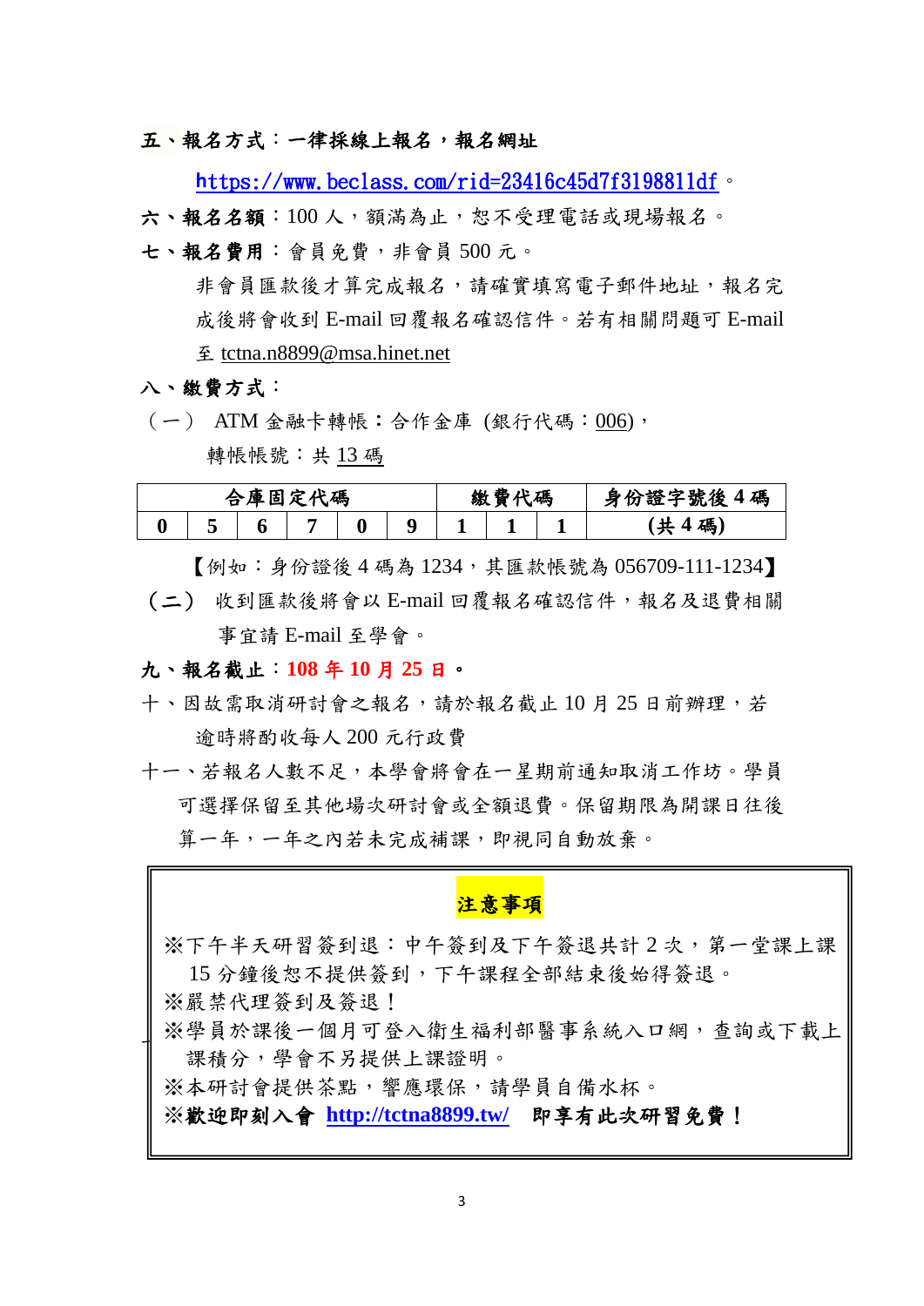**五、報名方式：一律採線上報名，報名網址**

https://www.beclass.com/rid=23416c45d7f3198811df。

**六、報名名額**：100 人，額滿為止，恕不受理電話或現場報名。

**七、報名費用**：會員免費，非會員 500 元。

非會員匯款後才算完成報名，請確實填寫電子郵件地址，報名完成後將會收到 E-mail 回覆報名確認信件。若有相關問題可 E-mail 至 tctna.n8899@msa.hinet.net

**八、繳費方式**：

（一） ATM 金融卡轉帳：合作金庫 (銀行代碼：006)，

轉帳帳號：共 13 碼

| 合庫固定代碼 | | | | | | 繳費代碼 | | | 身份證字號後 4 碼 |
|---|---|---|---|---|---|---|---|---|---|
| 0 | 5 | 6 | 7 | 0 | 9 | 1 | 1 | 1 | (共 4 碼) |

【例如：身份證後 4 碼為 1234，其匯款帳號為 056709-111-1234】

**（二）** 收到匯款後將會以 E-mail 回覆報名確認信件，報名及退費相關事宜請 E-mail 至學會。

**九、報名截止：108 年 10 月 25 日。**

十、因故需取消研討會之報名，請於報名截止 10 月 25 日前辦理，若逾時將酌收每人 200 元行政費

十一、若報名人數不足，本學會將會在一星期前通知取消工作坊。學員可選擇保留至其他場次研討會或全額退費。保留期限為開課日往後算一年，一年之內若未完成補課，即視同自動放棄。

**注意事項**

※下午半天研習簽到退：中午簽到及下午簽退共計 2 次，第一堂課上課 15 分鐘後恕不提供簽到，下午課程全部結束後始得簽退。

※嚴禁代理簽到及簽退！

※學員於課後一個月可登入衛生福利部醫事系統入口網，查詢或下載上課積分，學會不另提供上課證明。

※本研討會提供茶點，響應環保，請學員自備水杯。

**※歡迎即刻入會 http://tctna8899.tw/ 即享有此次研習免費！**